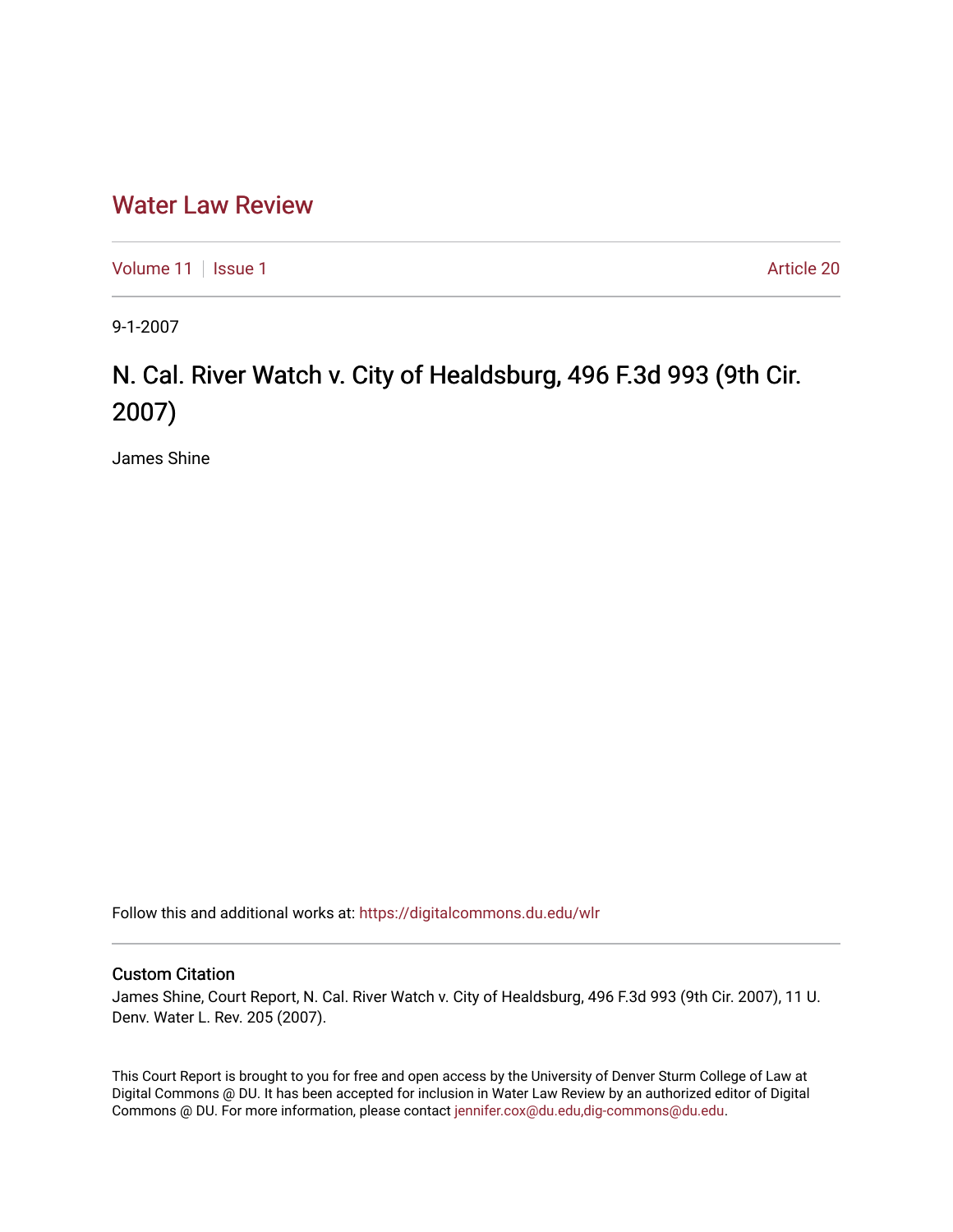# Water Law Review

Volume 11 | Issue 1 | Article 20

9-1-2007

## N. Cal. River Watch v. City of Healdsburg, 496 F.3d 993 (9th Cir. 2007)

James Shine

Follow this and additional works at: https://digitalcommons.du.edu/wlr

### Custom Citation

James Shine, Court Report, N. Cal. River Watch v. City of Healdsburg, 496 F.3d 993 (9th Cir. 2007), 11 U. Denv. Water L. Rev. 205 (2007).

This Court Report is brought to you for free and open access by the University of Denver Sturm College of Law at Digital Commons @ DU. It has been accepted for inclusion in Water Law Review by an authorized editor of Digital Commons @ DU. For more information, please contact jennifer.cox@du.edu,dig-commons@du.edu.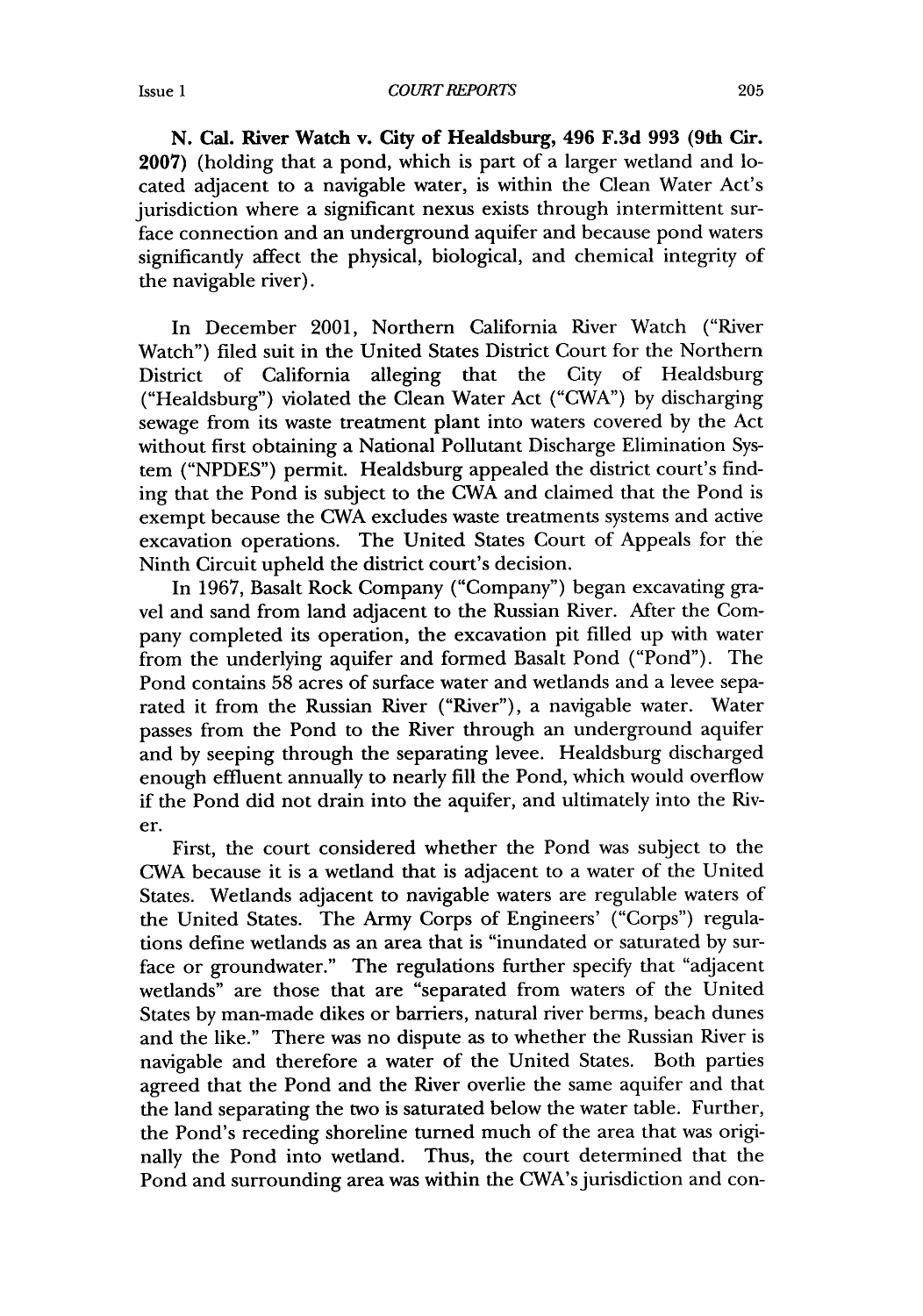**N. Cal. River Watch v. City of Healdsburg, 496 F.3d 993 (9th Cir. 2007)** (holding that a pond, which is part of a larger wetland and located adjacent to a navigable water, is within the Clean Water Act's jurisdiction where a significant nexus exists through intermittent surface connection and an underground aquifer and because pond waters significantly affect the physical, biological, and chemical integrity of the navigable river).

In December 2001, Northern California River Watch ("River Watch") filed suit in the United States District Court for the Northern District of California alleging that the City of Healdsburg ("Healdsburg") violated the Clean Water Act ("CWA") by discharging sewage from its waste treatment plant into waters covered by the Act without first obtaining a National Pollutant Discharge Elimination System ("NPDES") permit. Healdsburg appealed the district court's finding that the Pond is subject to the CWA and claimed that the Pond is exempt because the CWA excludes waste treatments systems and active excavation operations. The United States Court of Appeals for the Ninth Circuit upheld the district court's decision.

In 1967, Basalt Rock Company ("Company") began excavating gravel and sand from land adjacent to the Russian River. After the Company completed its operation, the excavation pit filled up with water from the underlying aquifer and formed Basalt Pond ("Pond"). The Pond contains 58 acres of surface water and wetlands and a levee separated it from the Russian River ("River"), a navigable water. Water passes from the Pond to the River through an underground aquifer and by seeping through the separating levee. Healdsburg discharged enough effluent annually to nearly fill the Pond, which would overflow if the Pond did not drain into the aquifer, and ultimately into the River.

First, the court considered whether the Pond was subject to the CWA because it is a wetland that is adjacent to a water of the United States. Wetlands adjacent to navigable waters are regulable waters of the United States. The Army Corps of Engineers' ("Corps") regulations define wetlands as an area that is "inundated or saturated by surface or groundwater." The regulations further specify that "adjacent wetlands" are those that are "separated from waters of the United States by man-made dikes or barriers, natural river berms, beach dunes and the like." There was no dispute as to whether the Russian River is navigable and therefore a water of the United States. Both parties agreed that the Pond and the River overlie the same aquifer and that the land separating the two is saturated below the water table. Further, the Pond's receding shoreline turned much of the area that was originally the Pond into wetland. Thus, the court determined that the Pond and surrounding area was within the CWA's jurisdiction and con-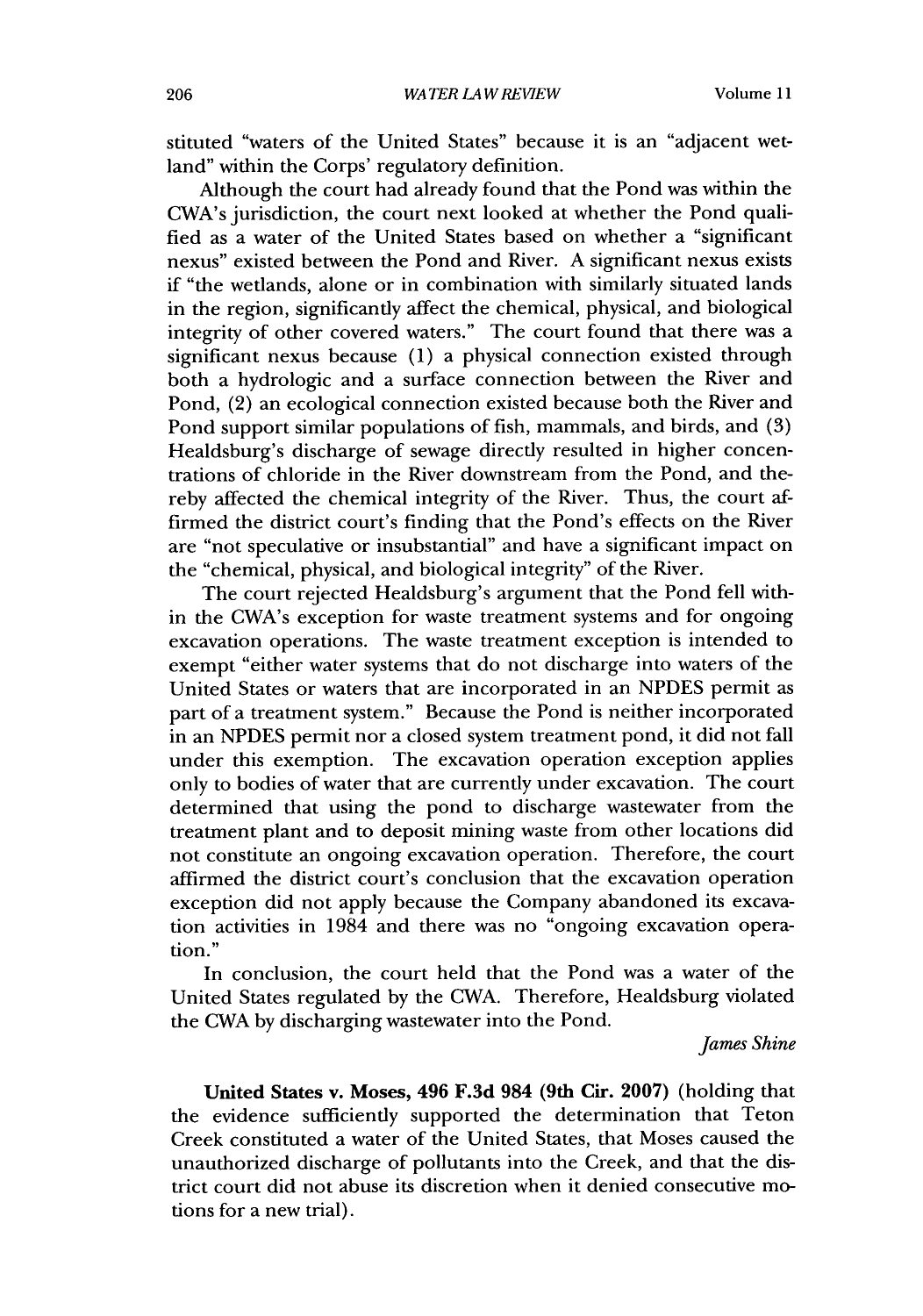stituted "waters of the United States" because it is an "adjacent wetland" within the Corps' regulatory definition.

Although the court had already found that the Pond was within the CWA's jurisdiction, the court next looked at whether the Pond qualified as a water of the United States based on whether a "significant nexus" existed between the Pond and River. A significant nexus exists if "the wetlands, alone or in combination with similarly situated lands in the region, significantly affect the chemical, physical, and biological integrity of other covered waters." The court found that there was a significant nexus because (1) a physical connection existed through both a hydrologic and a surface connection between the River and Pond, (2) an ecological connection existed because both the River and Pond support similar populations of fish, mammals, and birds, and (3) Healdsburg's discharge of sewage directly resulted in higher concentrations of chloride in the River downstream from the Pond, and thereby affected the chemical integrity of the River. Thus, the court affirmed the district court's finding that the Pond's effects on the River are "not speculative or insubstantial" and have a significant impact on the "chemical, physical, and biological integrity" of the River.

The court rejected Healdsburg's argument that the Pond fell within the CWA's exception for waste treatment systems and for ongoing excavation operations. The waste treatment exception is intended to exempt "either water systems that do not discharge into waters of the United States or waters that are incorporated in an NPDES permit as part of a treatment system." Because the Pond is neither incorporated in an NPDES permit nor a closed system treatment pond, it did not fall under this exemption. The excavation operation exception applies only to bodies of water that are currently under excavation. The court determined that using the pond to discharge wastewater from the treatment plant and to deposit mining waste from other locations did not constitute an ongoing excavation operation. Therefore, the court affirmed the district court's conclusion that the excavation operation exception did not apply because the Company abandoned its excavation activities in 1984 and there was no "ongoing excavation operation."

In conclusion, the court held that the Pond was a water of the United States regulated by the CWA. Therefore, Healdsburg violated the CWA by discharging wastewater into the Pond.

*James Shine*

**United States v. Moses, 496 F.3d 984 (9th Cir. 2007)** (holding that the evidence sufficiently supported the determination that Teton Creek constituted a water of the United States, that Moses caused the unauthorized discharge of pollutants into the Creek, and that the district court did not abuse its discretion when it denied consecutive motions for a new trial).